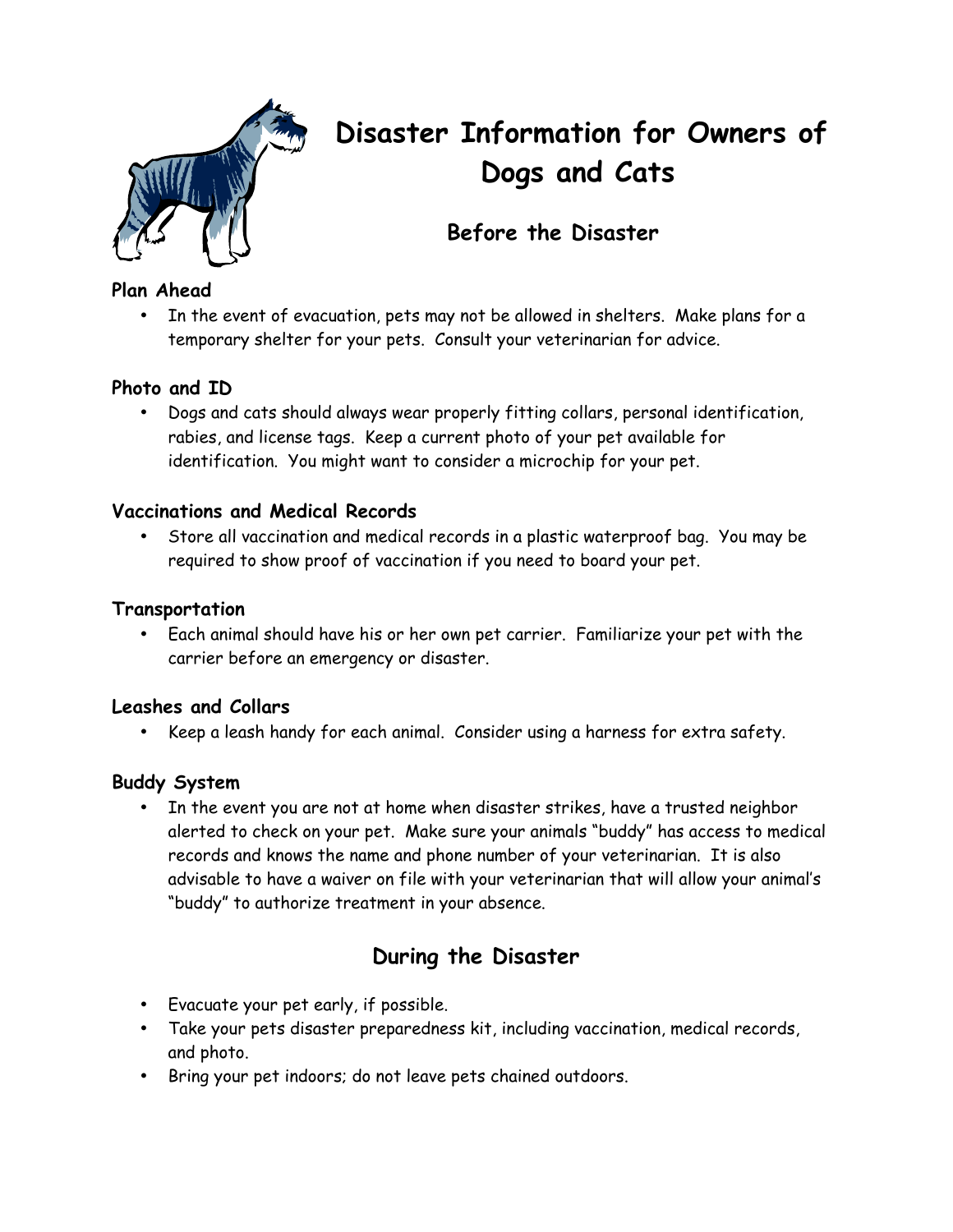# Disaster Information for Owners of Dogs and Cats

## Before the Disaster

### Plan Ahead

- In the event of evacuation, pets may not be allowed in shelters. Make plans for a temporary shelter for your pets. Consult your veterinarian for advice.

### Photo and ID

- Dogs and cats should always wear properly fitting collars, personal identification, rabies, and license tags. Keep a current photo of your pet available for identification. You might want to consider a microchip for your pet.

### Vaccinations and Medical Records

- Store all vaccination and medical records in a plastic waterproof bag. You may be required to show proof of vaccination if you need to board your pet.

### Transportation

- Each animal should have his or her own pet carrier. Familiarize your pet with the carrier before an emergency or disaster.

### Leashes and Collars

- Keep a leash handy for each animal. Consider using a harness for extra safety.

### Buddy System

- In the event you are not at home when disaster strikes, have a trusted neighbor alerted to check on your pet. Make sure your animals "buddy" has access to medical records and knows the name and phone number of your veterinarian. It is also advisable to have a waiver on file with your veterinarian that will allow your animal's "buddy" to authorize treatment in your absence.

## During the Disaster

- Evacuate your pet early, if possible.
- Take your pets disaster preparedness kit, including vaccination, medical records, and photo.
- Bring your pet indoors; do not leave pets chained outdoors.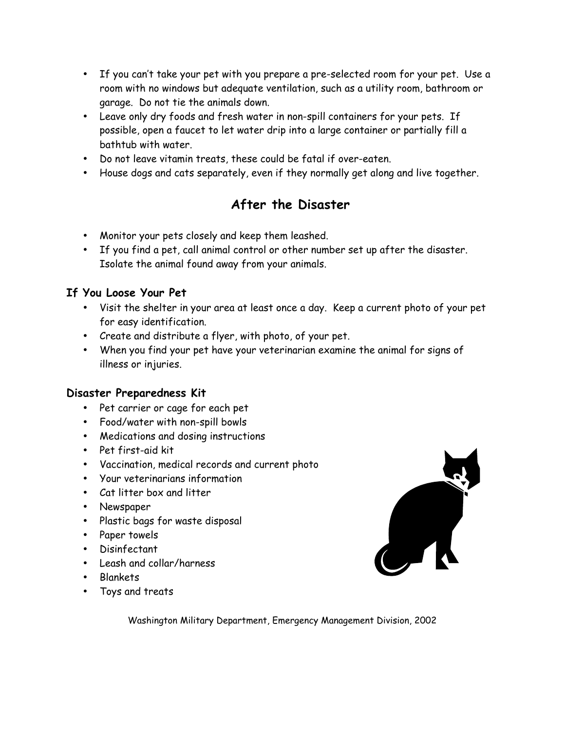- If you can't take your pet with you prepare a pre-selected room for your pet. Use a room with no windows but adequate ventilation, such as a utility room, bathroom or garage. Do not tie the animals down.
- Leave only dry foods and fresh water in non-spill containers for your pets. If possible, open a faucet to let water drip into a large container or partially fill a bathtub with water.
- Do not leave vitamin treats, these could be fatal if over-eaten.
- House dogs and cats separately, even if they normally get along and live together.

## After the Disaster

- Monitor your pets closely and keep them leashed.
- If you find a pet, call animal control or other number set up after the disaster. Isolate the animal found away from your animals.

### If You Loose Your Pet

- Visit the shelter in your area at least once a day. Keep a current photo of your pet for easy identification.
- Create and distribute a flyer, with photo, of your pet.
- When you find your pet have your veterinarian examine the animal for signs of illness or injuries.

### Disaster Preparedness Kit

- Pet carrier or cage for each pet
- Food/water with non-spill bowls
- Medications and dosing instructions
- Pet first-aid kit
- Vaccination, medical records and current photo
- Your veterinarians information
- Cat litter box and litter
- Newspaper
- Plastic bags for waste disposal
- Paper towels
- Disinfectant
- Leash and collar/harness
- Blankets
- Toys and treats

Washington Military Department, Emergency Management Division, 2002